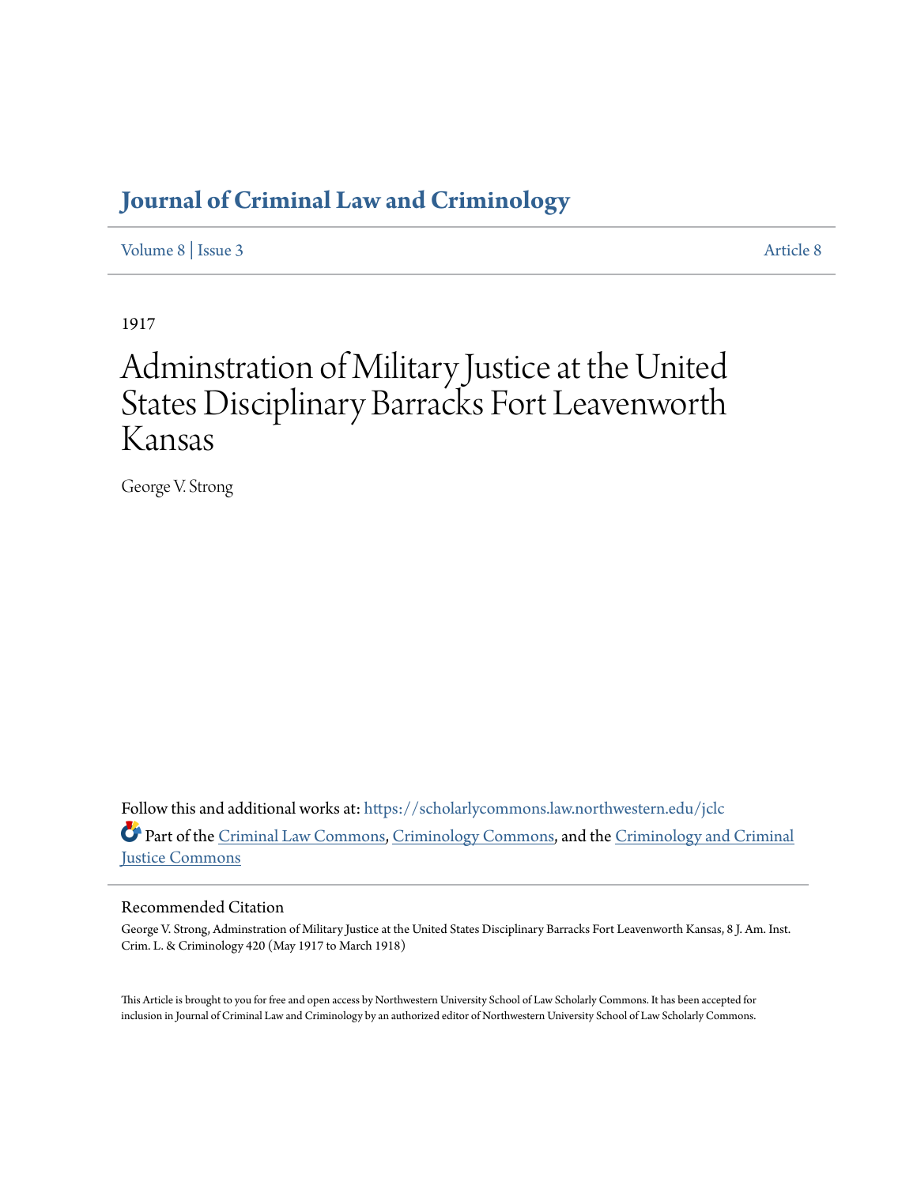# Journal of Criminal Law and Criminology

Volume 8 | Issue 3 Article 8

1917

# Adminstration of Military Justice at the United States Disciplinary Barracks Fort Leavenworth Kansas

George V. Strong

Follow this and additional works at: https://scholarlycommons.law.northwestern.edu/jclc

Part of the Criminal Law Commons, Criminology Commons, and the Criminology and Criminal Justice Commons

## Recommended Citation

George V. Strong, Adminstration of Military Justice at the United States Disciplinary Barracks Fort Leavenworth Kansas, 8 J. Am. Inst. Crim. L. & Criminology 420 (May 1917 to March 1918)

This Article is brought to you for free and open access by Northwestern University School of Law Scholarly Commons. It has been accepted for inclusion in Journal of Criminal Law and Criminology by an authorized editor of Northwestern University School of Law Scholarly Commons.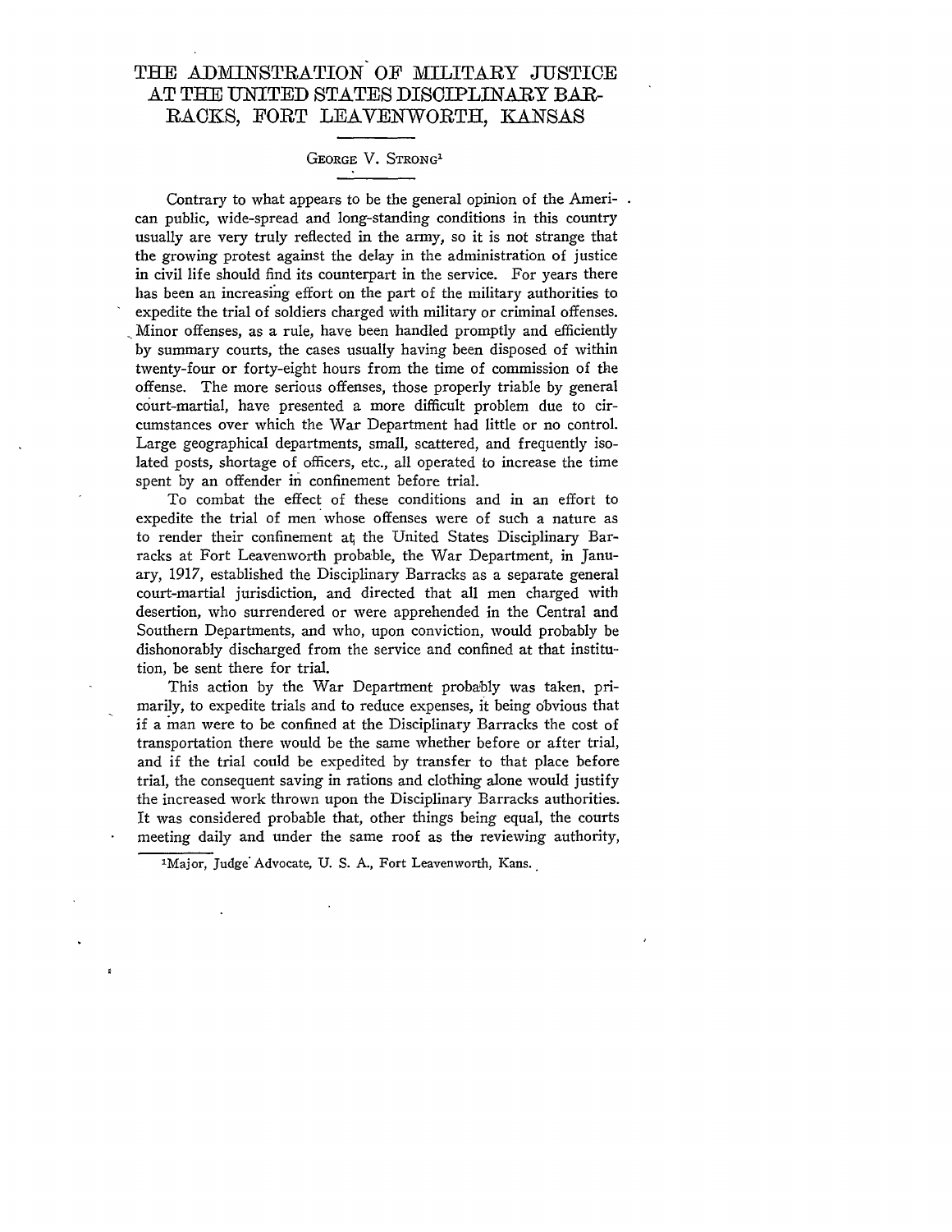# THE ADMINSTRATION OF MILITARY JUSTICE AT THE UNITED STATES DISCIPLINARY BARRACKS, FORT LEAVENWORTH, KANSAS

GEORGE V. STRONG[1]

Contrary to what appears to be the general opinion of the American public, wide-spread and long-standing conditions in this country usually are very truly reflected in the army, so it is not strange that the growing protest against the delay in the administration of justice in civil life should find its counterpart in the service. For years there has been an increasing effort on the part of the military authorities to expedite the trial of soldiers charged with military or criminal offenses. Minor offenses, as a rule, have been handled promptly and efficiently by summary courts, the cases usually having been disposed of within twenty-four or forty-eight hours from the time of commission of the offense. The more serious offenses, those properly triable by general court-martial, have presented a more difficult problem due to circumstances over which the War Department had little or no control. Large geographical departments, small, scattered, and frequently isolated posts, shortage of officers, etc., all operated to increase the time spent by an offender in confinement before trial.

To combat the effect of these conditions and in an effort to expedite the trial of men whose offenses were of such a nature as to render their confinement at the United States Disciplinary Barracks at Fort Leavenworth probable, the War Department, in January, 1917, established the Disciplinary Barracks as a separate general court-martial jurisdiction, and directed that all men charged with desertion, who surrendered or were apprehended in the Central and Southern Departments, and who, upon conviction, would probably be dishonorably discharged from the service and confined at that institution, be sent there for trial.

This action by the War Department probably was taken, primarily, to expedite trials and to reduce expenses, it being obvious that if a man were to be confined at the Disciplinary Barracks the cost of transportation there would be the same whether before or after trial, and if the trial could be expedited by transfer to that place before trial, the consequent saving in rations and clothing alone would justify the increased work thrown upon the Disciplinary Barracks authorities. It was considered probable that, other things being equal, the courts meeting daily and under the same roof as the reviewing authority,

[1] Major, Judge Advocate, U. S. A., Fort Leavenworth, Kans.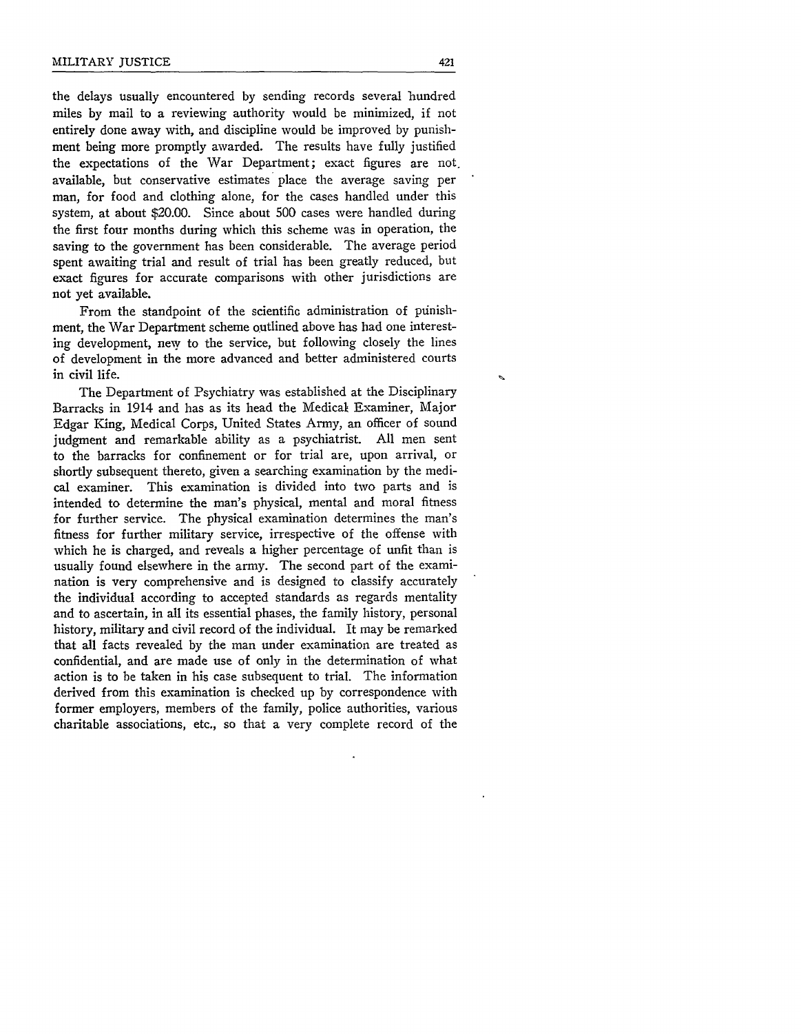the delays usually encountered by sending records several hundred miles by mail to a reviewing authority would be minimized, if not entirely done away with, and discipline would be improved by punishment being more promptly awarded. The results have fully justified the expectations of the War Department; exact figures are not available, but conservative estimates place the average saving per man, for food and clothing alone, for the cases handled under this system, at about $20.00. Since about 500 cases were handled during the first four months during which this scheme was in operation, the saving to the government has been considerable. The average period spent awaiting trial and result of trial has been greatly reduced, but exact figures for accurate comparisons with other jurisdictions are not yet available.

From the standpoint of the scientific administration of punishment, the War Department scheme outlined above has had one interesting development, new to the service, but following closely the lines of development in the more advanced and better administered courts in civil life.

The Department of Psychiatry was established at the Disciplinary Barracks in 1914 and has as its head the Medical Examiner, Major Edgar King, Medical Corps, United States Army, an officer of sound judgment and remarkable ability as a psychiatrist. All men sent to the barracks for confinement or for trial are, upon arrival, or shortly subsequent thereto, given a searching examination by the medical examiner. This examination is divided into two parts and is intended to determine the man's physical, mental and moral fitness for further service. The physical examination determines the man's fitness for further military service, irrespective of the offense with which he is charged, and reveals a higher percentage of unfit than is usually found elsewhere in the army. The second part of the examination is very comprehensive and is designed to classify accurately the individual according to accepted standards as regards mentality and to ascertain, in all its essential phases, the family history, personal history, military and civil record of the individual. It may be remarked that all facts revealed by the man under examination are treated as confidential, and are made use of only in the determination of what action is to be taken in his case subsequent to trial. The information derived from this examination is checked up by correspondence with former employers, members of the family, police authorities, various charitable associations, etc., so that a very complete record of the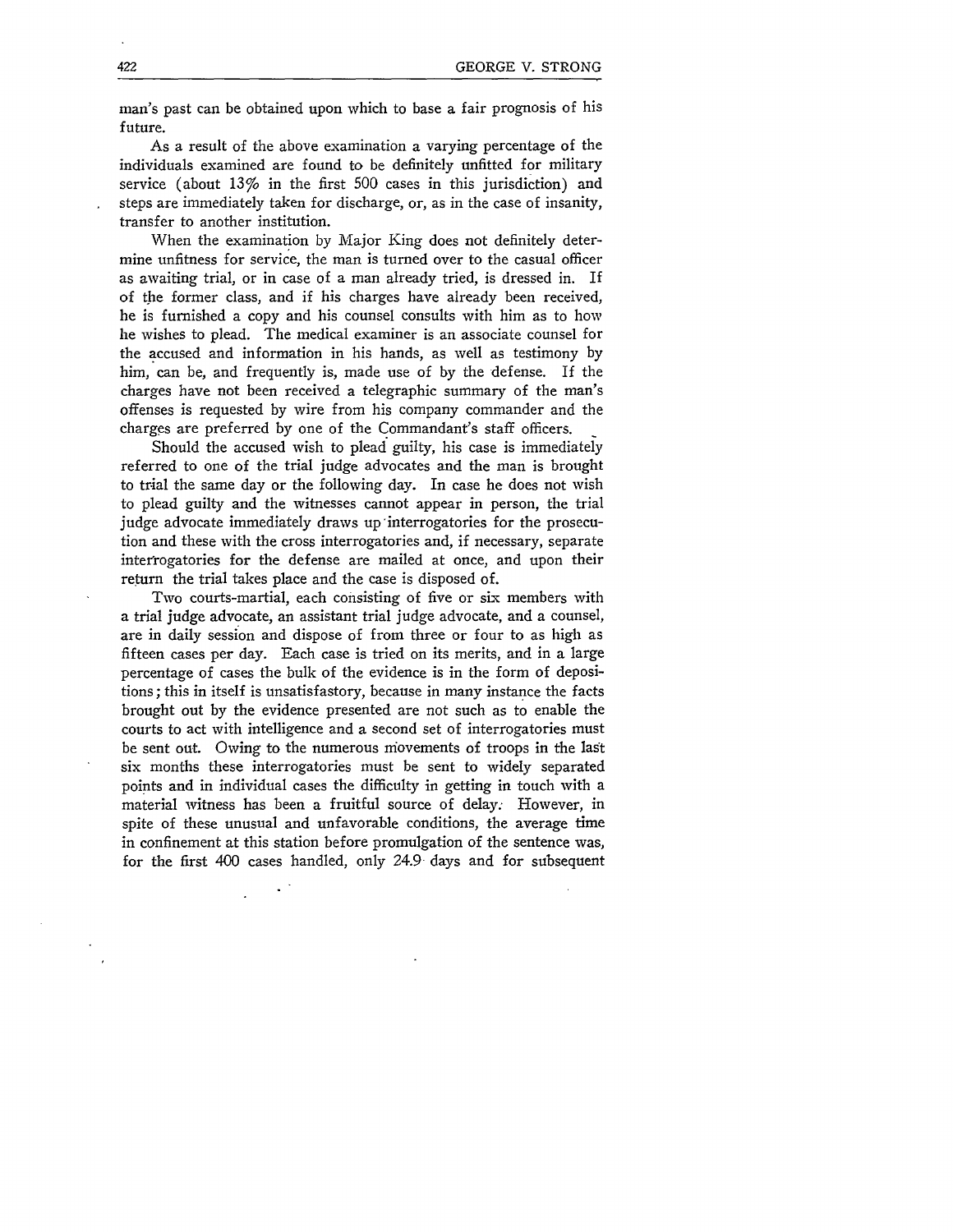man's past can be obtained upon which to base a fair prognosis of his future.

As a result of the above examination a varying percentage of the individuals examined are found to be definitely unfitted for military service (about 13% in the first 500 cases in this jurisdiction) and steps are immediately taken for discharge, or, as in the case of insanity, transfer to another institution.

When the examination by Major King does not definitely determine unfitness for service, the man is turned over to the casual officer as awaiting trial, or in case of a man already tried, is dressed in. If of the former class, and if his charges have already been received, he is furnished a copy and his counsel consults with him as to how he wishes to plead. The medical examiner is an associate counsel for the accused and information in his hands, as well as testimony by him, can be, and frequently is, made use of by the defense. If the charges have not been received a telegraphic summary of the man's offenses is requested by wire from his company commander and the charges are preferred by one of the Commandant's staff officers.

Should the accused wish to plead guilty, his case is immediately referred to one of the trial judge advocates and the man is brought to trial the same day or the following day. In case he does not wish to plead guilty and the witnesses cannot appear in person, the trial judge advocate immediately draws up interrogatories for the prosecution and these with the cross interrogatories and, if necessary, separate interrogatories for the defense are mailed at once, and upon their return the trial takes place and the case is disposed of.

Two courts-martial, each consisting of five or six members with a trial judge advocate, an assistant trial judge advocate, and a counsel, are in daily session and dispose of from three or four to as high as fifteen cases per day. Each case is tried on its merits, and in a large percentage of cases the bulk of the evidence is in the form of depositions; this in itself is unsatisfastory, because in many instance the facts brought out by the evidence presented are not such as to enable the courts to act with intelligence and a second set of interrogatories must be sent out. Owing to the numerous movements of troops in the last six months these interrogatories must be sent to widely separated points and in individual cases the difficulty in getting in touch with a material witness has been a fruitful source of delay. However, in spite of these unusual and unfavorable conditions, the average time in confinement at this station before promulgation of the sentence was, for the first 400 cases handled, only 24.9 days and for subsequent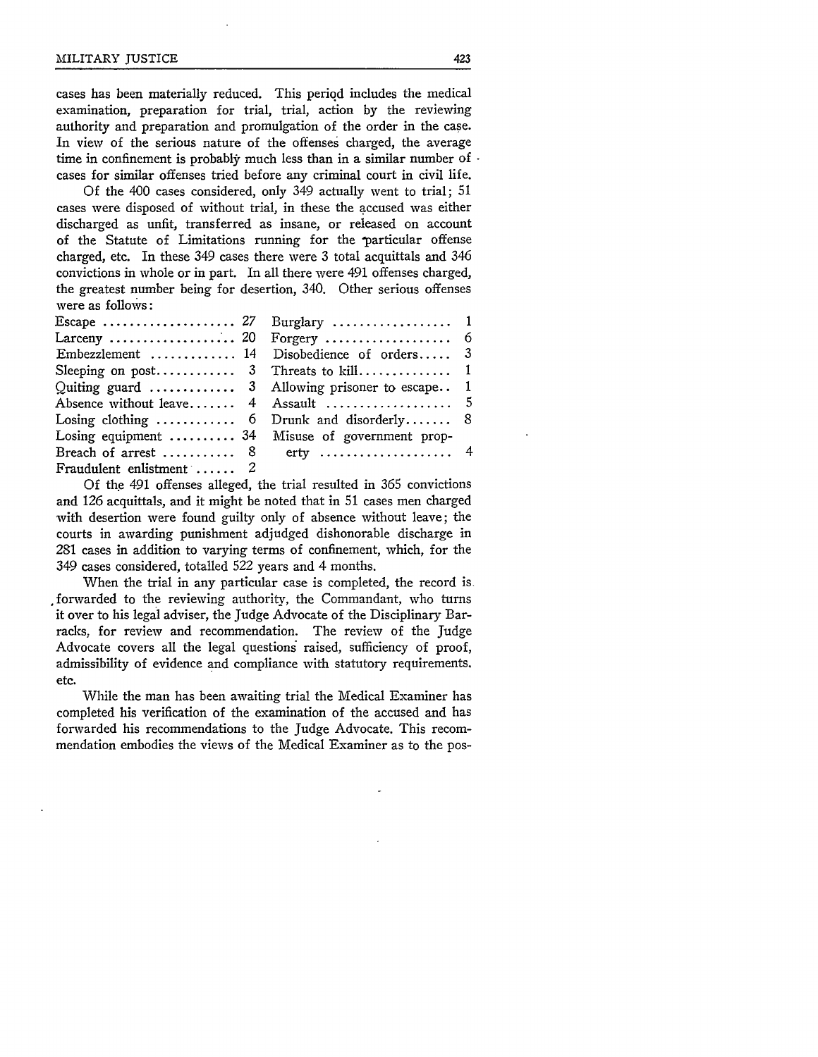cases has been materially reduced. This period includes the medical examination, preparation for trial, trial, action by the reviewing authority and preparation and promulgation of the order in the case. In view of the serious nature of the offenses charged, the average time in confinement is probably much less than in a similar number of cases for similar offenses tried before any criminal court in civil life.

Of the 400 cases considered, only 349 actually went to trial; 51 cases were disposed of without trial, in these the accused was either discharged as unfit, transferred as insane, or released on account of the Statute of Limitations running for the particular offense charged, etc. In these 349 cases there were 3 total acquittals and 346 convictions in whole or in part. In all there were 491 offenses charged, the greatest number being for desertion, 340. Other serious offenses were as follows:

| Offense | Number | Offense | Number |
|---|---|---|---|
| Escape | 27 | Burglary | 1 |
| Larceny | 20 | Forgery | 6 |
| Embezzlement | 14 | Disobedience of orders | 3 |
| Sleeping on post | 3 | Threats to kill | 1 |
| Quiting guard | 3 | Allowing prisoner to escape | 1 |
| Absence without leave | 4 | Assault | 5 |
| Losing clothing | 6 | Drunk and disorderly | 8 |
| Losing equipment | 34 | Misuse of government property | 4 |
| Breach of arrest | 8 | | |
| Fraudulent enlistment | 2 | | |

Of the 491 offenses alleged, the trial resulted in 365 convictions and 126 acquittals, and it might be noted that in 51 cases men charged with desertion were found guilty only of absence without leave; the courts in awarding punishment adjudged dishonorable discharge in 281 cases in addition to varying terms of confinement, which, for the 349 cases considered, totalled 522 years and 4 months.

When the trial in any particular case is completed, the record is forwarded to the reviewing authority, the Commandant, who turns it over to his legal adviser, the Judge Advocate of the Disciplinary Barracks, for review and recommendation. The review of the Judge Advocate covers all the legal questions raised, sufficiency of proof, admissibility of evidence and compliance with statutory requirements. etc.

While the man has been awaiting trial the Medical Examiner has completed his verification of the examination of the accused and has forwarded his recommendations to the Judge Advocate. This recommendation embodies the views of the Medical Examiner as to the pos-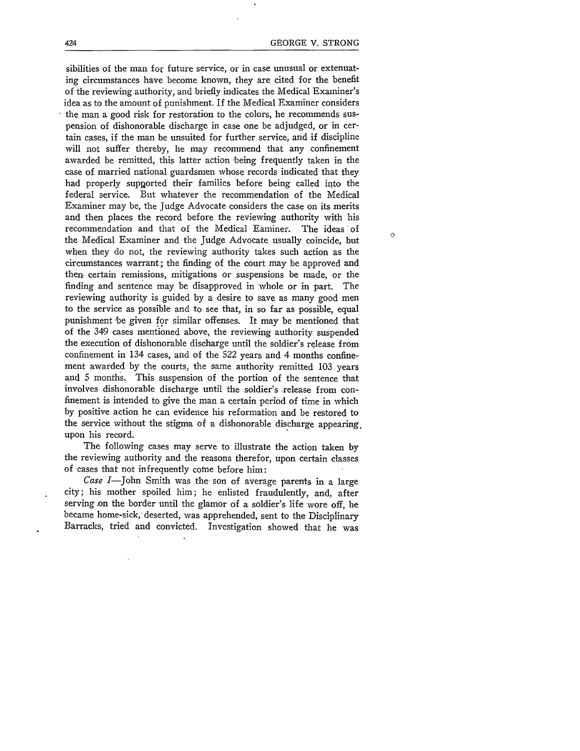sibilities of the man for future service, or in case unusual or extenuating circumstances have become known, they are cited for the benefit of the reviewing authority, and briefly indicates the Medical Examiner's idea as to the amount of punishment. If the Medical Examiner considers the man a good risk for restoration to the colors, he recommends suspension of dishonorable discharge in case one be adjudged, or in certain cases, if the man be unsuited for further service, and if discipline will not suffer thereby, he may recommend that any confinement awarded be remitted, this latter action being frequently taken in the case of married national guardsmen whose records indicated that they had properly supported their families before being called into the federal service. But whatever the recommendation of the Medical Examiner may be, the Judge Advocate considers the case on its merits and then places the record before the reviewing authority with his recommendation and that of the Medical Eaminer. The ideas of the Medical Examiner and the Judge Advocate usually coincide, but when they do not, the reviewing authority takes such action as the circumstances warrant; the finding of the court may be approved and then certain remissions, mitigations or suspensions be made, or the finding and sentence may be disapproved in whole or in part. The reviewing authority is guided by a desire to save as many good men to the service as possible and to see that, in so far as possible, equal punishment be given for similar offenses. It may be mentioned that of the 349 cases mentioned above, the reviewing authority suspended the execution of dishonorable discharge until the soldier's release from confinement in 134 cases, and of the 522 years and 4 months confinement awarded by the courts, the same authority remitted 103 years and 5 months. This suspension of the portion of the sentence that involves dishonorable discharge until the soldier's release from confinement is intended to give the man a certain period of time in which by positive action he can evidence his reformation and be restored to the service without the stigma of a dishonorable discharge appearing upon his record.

The following cases may serve to illustrate the action taken by the reviewing authority and the reasons therefor, upon certain classes of cases that not infrequently come before him:

*Case I*—John Smith was the son of average parents in a large city; his mother spoiled him; he enlisted fraudulently, and, after serving on the border until the glamor of a soldier's life wore off, he became home-sick, deserted, was apprehended, sent to the Disciplinary Barracks, tried and convicted. Investigation showed that he was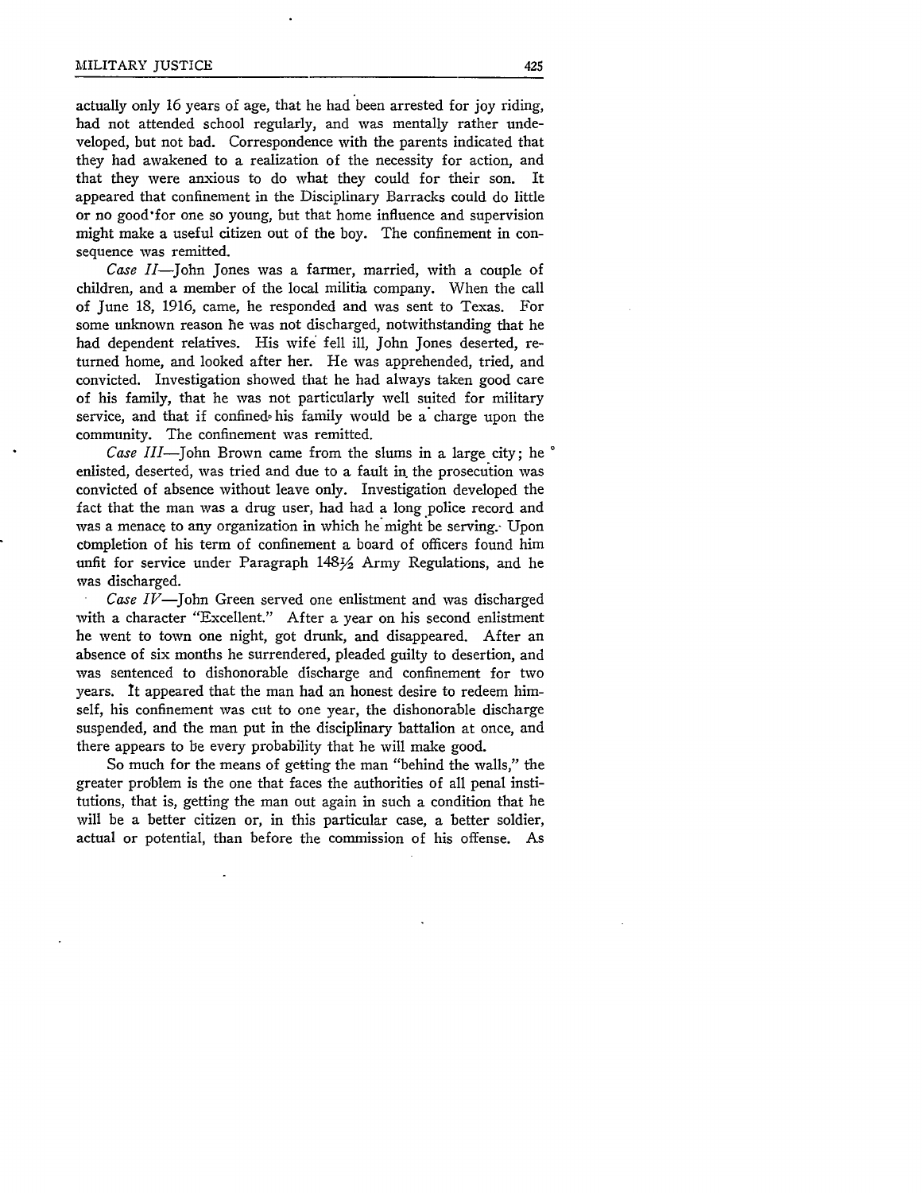actually only 16 years of age, that he had been arrested for joy riding, had not attended school regularly, and was mentally rather undeveloped, but not bad. Correspondence with the parents indicated that they had awakened to a realization of the necessity for action, and that they were anxious to do what they could for their son. It appeared that confinement in the Disciplinary Barracks could do little or no good for one so young, but that home influence and supervision might make a useful citizen out of the boy. The confinement in consequence was remitted.

*Case II*—John Jones was a farmer, married, with a couple of children, and a member of the local militia company. When the call of June 18, 1916, came, he responded and was sent to Texas. For some unknown reason he was not discharged, notwithstanding that he had dependent relatives. His wife fell ill, John Jones deserted, returned home, and looked after her. He was apprehended, tried, and convicted. Investigation showed that he had always taken good care of his family, that he was not particularly well suited for military service, and that if confined his family would be a charge upon the community. The confinement was remitted.

*Case III*—John Brown came from the slums in a large city; he enlisted, deserted, was tried and due to a fault in the prosecution was convicted of absence without leave only. Investigation developed the fact that the man was a drug user, had had a long police record and was a menace to any organization in which he might be serving. Upon completion of his term of confinement a board of officers found him unfit for service under Paragraph 148½ Army Regulations, and he was discharged.

*Case IV*—John Green served one enlistment and was discharged with a character "Excellent." After a year on his second enlistment he went to town one night, got drunk, and disappeared. After an absence of six months he surrendered, pleaded guilty to desertion, and was sentenced to dishonorable discharge and confinement for two years. It appeared that the man had an honest desire to redeem himself, his confinement was cut to one year, the dishonorable discharge suspended, and the man put in the disciplinary battalion at once, and there appears to be every probability that he will make good.

So much for the means of getting the man "behind the walls," the greater problem is the one that faces the authorities of all penal institutions, that is, getting the man out again in such a condition that he will be a better citizen or, in this particular case, a better soldier, actual or potential, than before the commission of his offense. As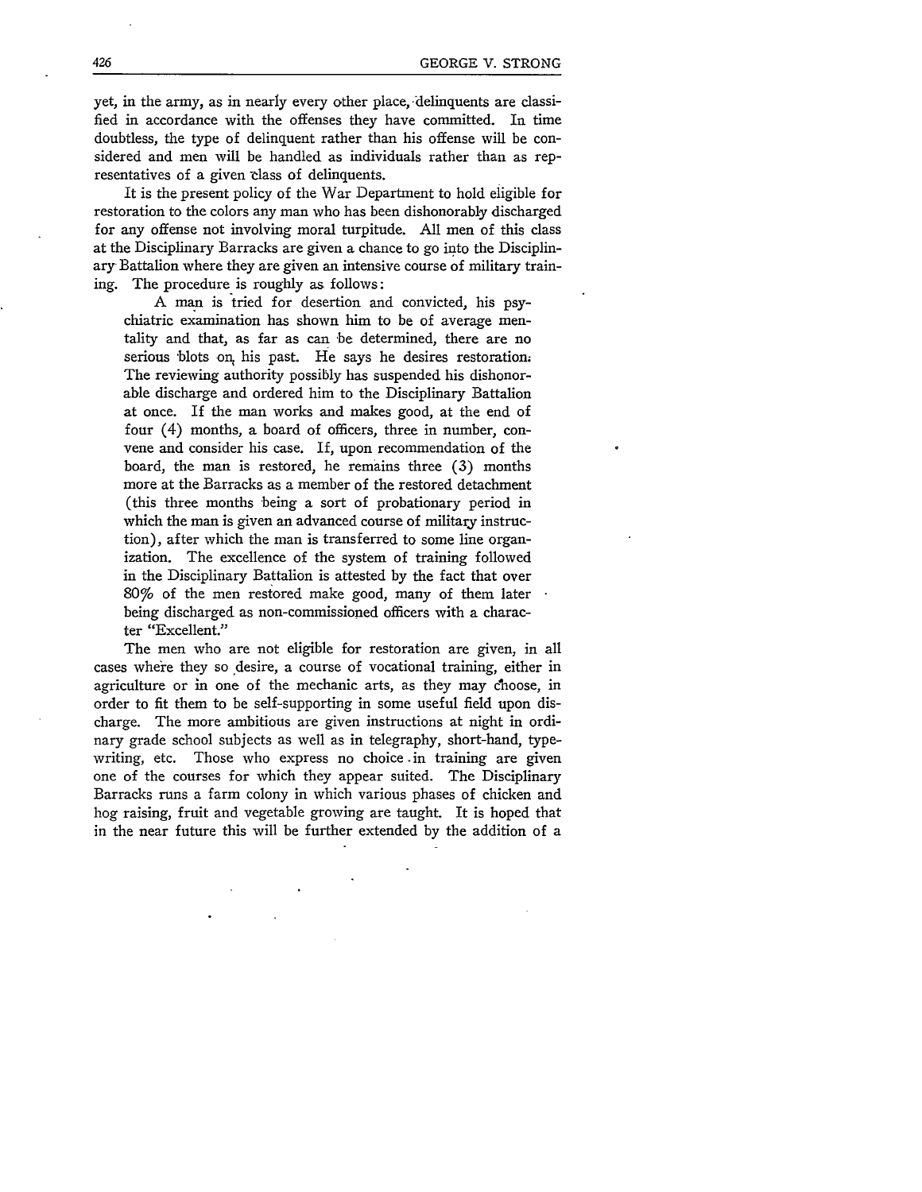yet, in the army, as in nearly every other place, delinquents are classified in accordance with the offenses they have committed. In time doubtless, the type of delinquent rather than his offense will be considered and men will be handled as individuals rather than as representatives of a given class of delinquents.

It is the present policy of the War Department to hold eligible for restoration to the colors any man who has been dishonorably discharged for any offense not involving moral turpitude. All men of this class at the Disciplinary Barracks are given a chance to go into the Disciplinary Battalion where they are given an intensive course of military training. The procedure is roughly as follows:

> A man is tried for desertion and convicted, his psychiatric examination has shown him to be of average mentality and that, as far as can be determined, there are no serious blots on his past. He says he desires restoration. The reviewing authority possibly has suspended his dishonorable discharge and ordered him to the Disciplinary Battalion at once. If the man works and makes good, at the end of four (4) months, a board of officers, three in number, convene and consider his case. If, upon recommendation of the board, the man is restored, he remains three (3) months more at the Barracks as a member of the restored detachment (this three months being a sort of probationary period in which the man is given an advanced course of military instruction), after which the man is transferred to some line organization. The excellence of the system of training followed in the Disciplinary Battalion is attested by the fact that over 80% of the men restored make good, many of them later being discharged as non-commissioned officers with a character "Excellent."

The men who are not eligible for restoration are given, in all cases where they so desire, a course of vocational training, either in agriculture or in one of the mechanic arts, as they may choose, in order to fit them to be self-supporting in some useful field upon discharge. The more ambitious are given instructions at night in ordinary grade school subjects as well as in telegraphy, short-hand, typewriting, etc. Those who express no choice in training are given one of the courses for which they appear suited. The Disciplinary Barracks runs a farm colony in which various phases of chicken and hog raising, fruit and vegetable growing are taught. It is hoped that in the near future this will be further extended by the addition of a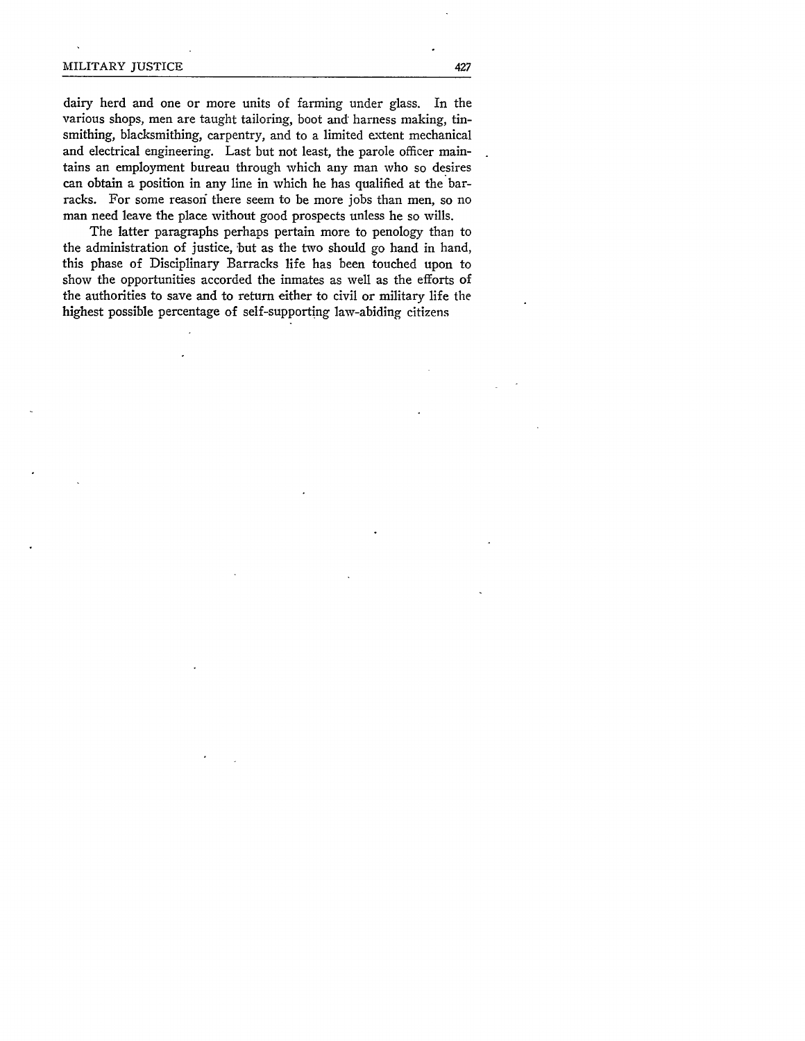dairy herd and one or more units of farming under glass. In the various shops, men are taught tailoring, boot and harness making, tinsmithing, blacksmithing, carpentry, and to a limited extent mechanical and electrical engineering. Last but not least, the parole officer maintains an employment bureau through which any man who so desires can obtain a position in any line in which he has qualified at the barracks. For some reason there seem to be more jobs than men, so no man need leave the place without good prospects unless he so wills.

The latter paragraphs perhaps pertain more to penology than to the administration of justice, but as the two should go hand in hand, this phase of Disciplinary Barracks life has been touched upon to show the opportunities accorded the inmates as well as the efforts of the authorities to save and to return either to civil or military life the highest possible percentage of self-supporting law-abiding citizens